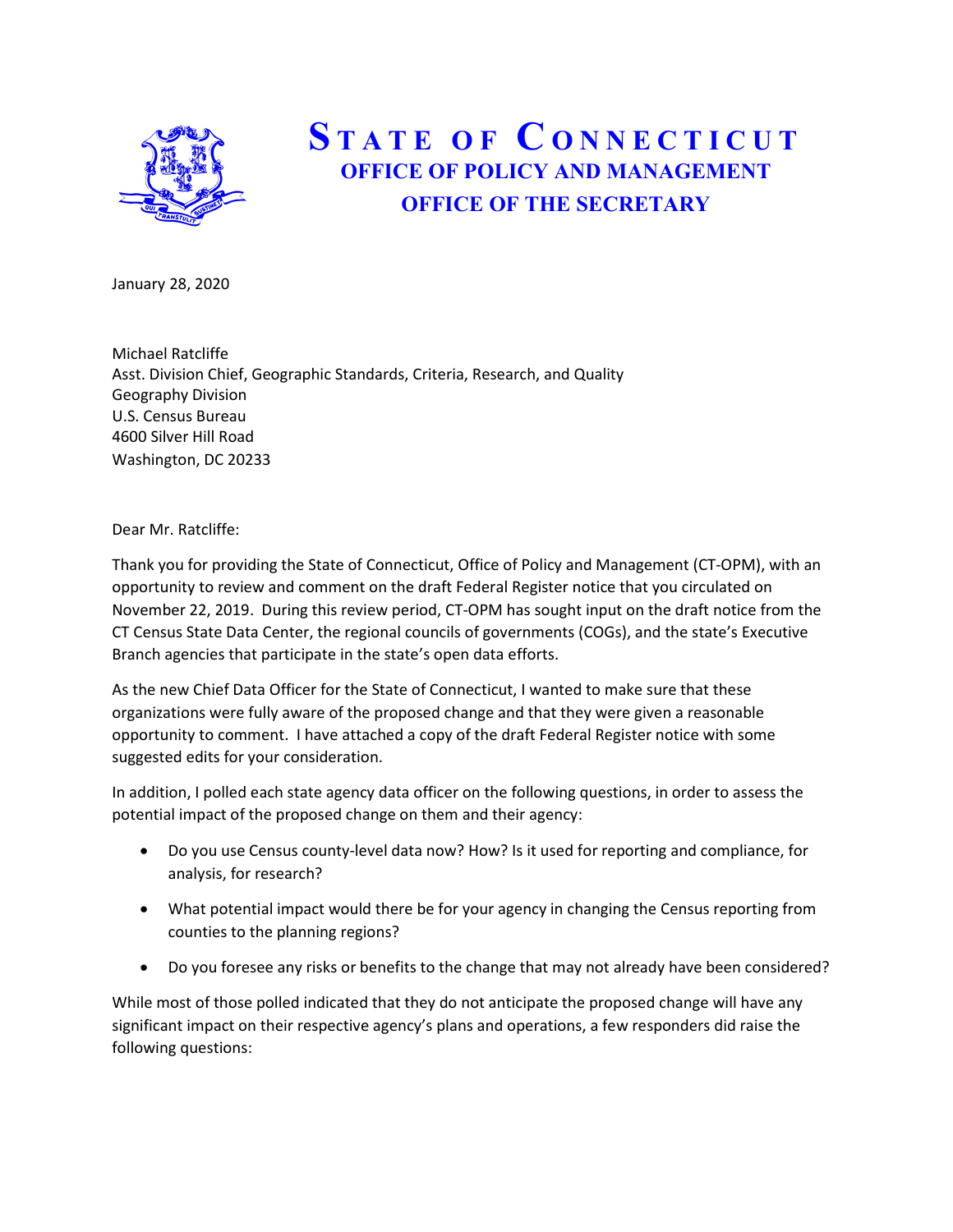# STATE OF CONNECTICUT

## OFFICE OF POLICY AND MANAGEMENT

## OFFICE OF THE SECRETARY

January 28, 2020

Michael Ratcliffe
Asst. Division Chief, Geographic Standards, Criteria, Research, and Quality
Geography Division
U.S. Census Bureau
4600 Silver Hill Road
Washington, DC 20233

Dear Mr. Ratcliffe:

Thank you for providing the State of Connecticut, Office of Policy and Management (CT-OPM), with an opportunity to review and comment on the draft Federal Register notice that you circulated on November 22, 2019. During this review period, CT-OPM has sought input on the draft notice from the CT Census State Data Center, the regional councils of governments (COGs), and the state's Executive Branch agencies that participate in the state's open data efforts.

As the new Chief Data Officer for the State of Connecticut, I wanted to make sure that these organizations were fully aware of the proposed change and that they were given a reasonable opportunity to comment. I have attached a copy of the draft Federal Register notice with some suggested edits for your consideration.

In addition, I polled each state agency data officer on the following questions, in order to assess the potential impact of the proposed change on them and their agency:

- Do you use Census county-level data now? How? Is it used for reporting and compliance, for analysis, for research?
- What potential impact would there be for your agency in changing the Census reporting from counties to the planning regions?
- Do you foresee any risks or benefits to the change that may not already have been considered?

While most of those polled indicated that they do not anticipate the proposed change will have any significant impact on their respective agency's plans and operations, a few responders did raise the following questions: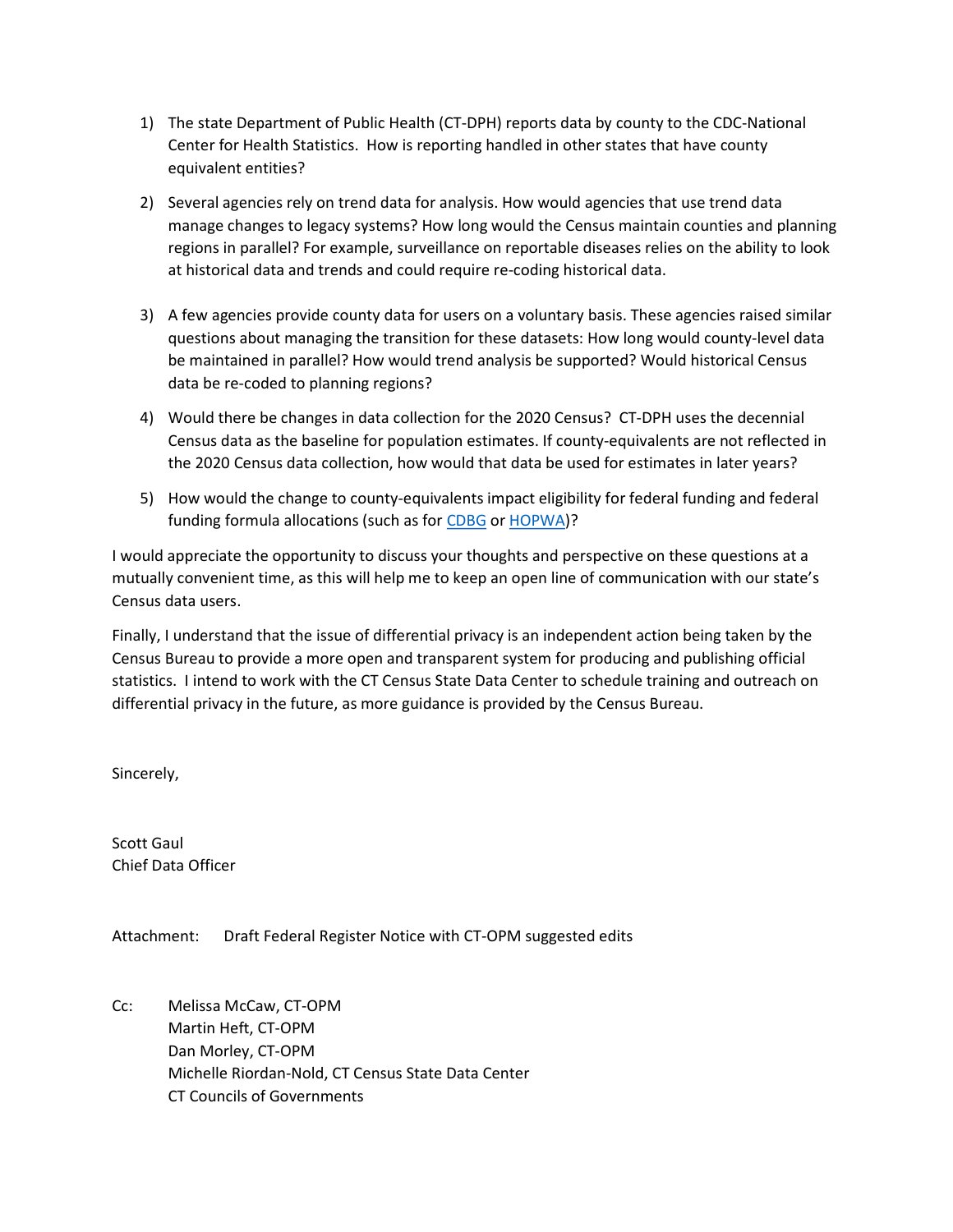1) The state Department of Public Health (CT-DPH) reports data by county to the CDC-National Center for Health Statistics. How is reporting handled in other states that have county equivalent entities?

2) Several agencies rely on trend data for analysis. How would agencies that use trend data manage changes to legacy systems? How long would the Census maintain counties and planning regions in parallel? For example, surveillance on reportable diseases relies on the ability to look at historical data and trends and could require re-coding historical data.

3) A few agencies provide county data for users on a voluntary basis. These agencies raised similar questions about managing the transition for these datasets: How long would county-level data be maintained in parallel? How would trend analysis be supported? Would historical Census data be re-coded to planning regions?

4) Would there be changes in data collection for the 2020 Census? CT-DPH uses the decennial Census data as the baseline for population estimates. If county-equivalents are not reflected in the 2020 Census data collection, how would that data be used for estimates in later years?

5) How would the change to county-equivalents impact eligibility for federal funding and federal funding formula allocations (such as for CDBG or HOPWA)?

I would appreciate the opportunity to discuss your thoughts and perspective on these questions at a mutually convenient time, as this will help me to keep an open line of communication with our state's Census data users.

Finally, I understand that the issue of differential privacy is an independent action being taken by the Census Bureau to provide a more open and transparent system for producing and publishing official statistics. I intend to work with the CT Census State Data Center to schedule training and outreach on differential privacy in the future, as more guidance is provided by the Census Bureau.

Sincerely,

Scott Gaul
Chief Data Officer

Attachment: Draft Federal Register Notice with CT-OPM suggested edits

Cc: Melissa McCaw, CT-OPM
Martin Heft, CT-OPM
Dan Morley, CT-OPM
Michelle Riordan-Nold, CT Census State Data Center
CT Councils of Governments